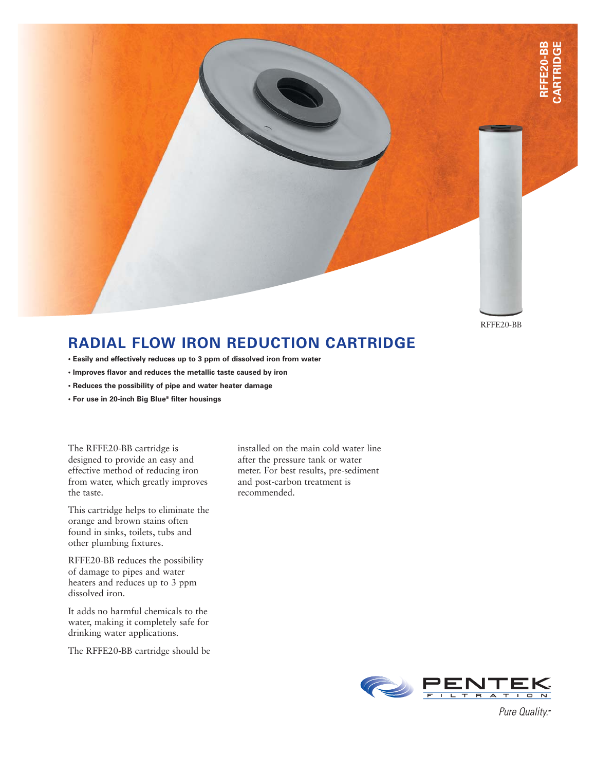RFFE20-BB CARTRIDGE

RFFE20-BB

# RADIAL FLOW IRON REDUCTION CARTRIDGE

- **Easily and effectively reduces up to 3 ppm of dissolved iron from water**
- **Improves flavor and reduces the metallic taste caused by iron**
- **Reduces the possibility of pipe and water heater damage**
- **For use in 20-inch Big Blue® filter housings**

The RFFE20-BB cartridge is designed to provide an easy and effective method of reducing iron from water, which greatly improves the taste.

This cartridge helps to eliminate the orange and brown stains often found in sinks, toilets, tubs and other plumbing fixtures.

RFFE20-BB reduces the possibility of damage to pipes and water heaters and reduces up to 3 ppm dissolved iron.

It adds no harmful chemicals to the water, making it completely safe for drinking water applications.

The RFFE20-BB cartridge should be installed on the main cold water line after the pressure tank or water meter. For best results, pre-sediment and post-carbon treatment is recommended.

PENTEK FILTRATION

*Pure Quality.*™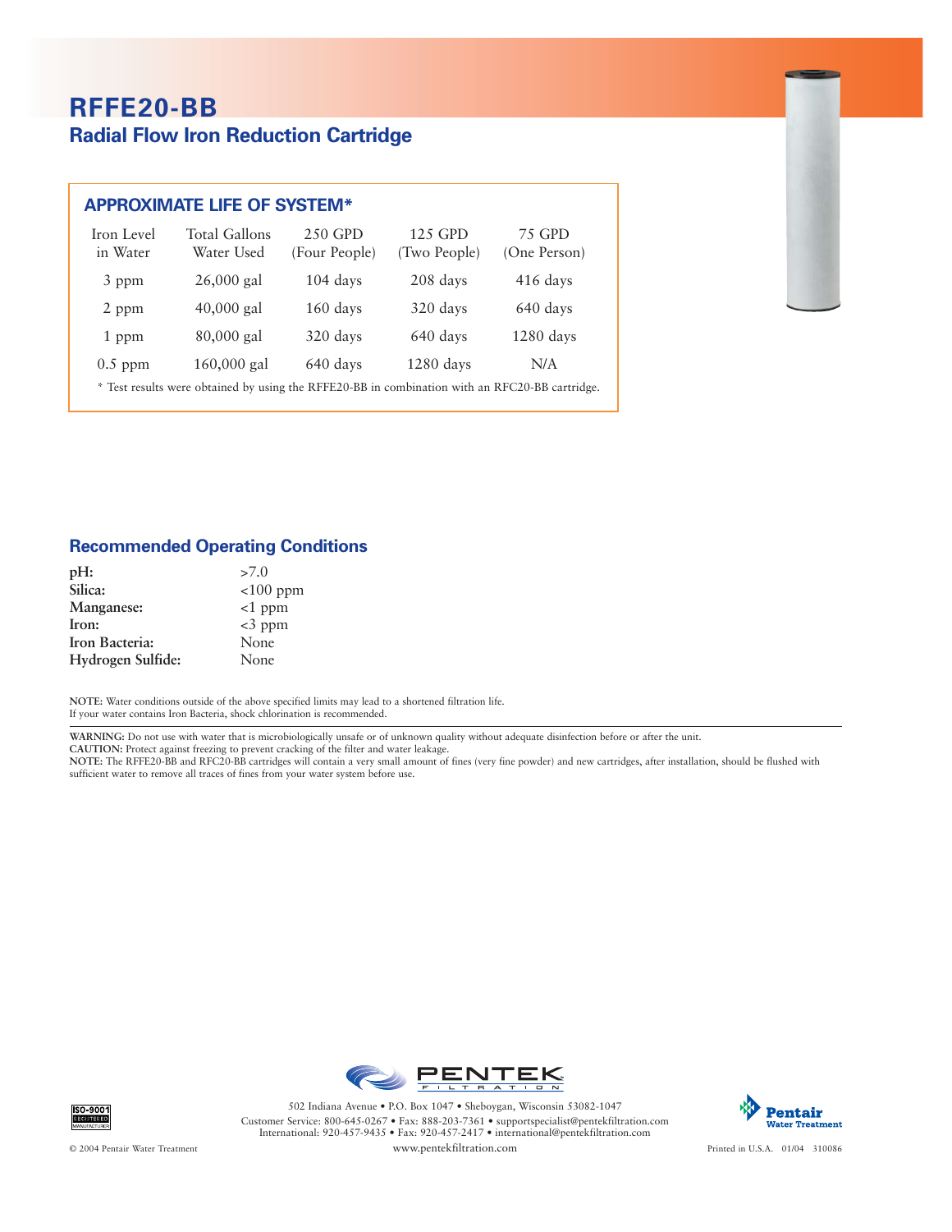# RFFE20-BB

## Radial Flow Iron Reduction Cartridge

### APPROXIMATE LIFE OF SYSTEM*

| Iron Level in Water | Total Gallons Water Used | 250 GPD (Four People) | 125 GPD (Two People) | 75 GPD (One Person) |
|---|---|---|---|---|
| 3 ppm | 26,000 gal | 104 days | 208 days | 416 days |
| 2 ppm | 40,000 gal | 160 days | 320 days | 640 days |
| 1 ppm | 80,000 gal | 320 days | 640 days | 1280 days |
| 0.5 ppm | 160,000 gal | 640 days | 1280 days | N/A |

* Test results were obtained by using the RFFE20-BB in combination with an RFC20-BB cartridge.

### Recommended Operating Conditions

| | |
|---|---|
| **pH:** | >7.0 |
| **Silica:** | <100 ppm |
| **Manganese:** | <1 ppm |
| **Iron:** | <3 ppm |
| **Iron Bacteria:** | None |
| **Hydrogen Sulfide:** | None |

**NOTE:** Water conditions outside of the above specified limits may lead to a shortened filtration life.
If your water contains Iron Bacteria, shock chlorination is recommended.

**WARNING:** Do not use with water that is microbiologically unsafe or of unknown quality without adequate disinfection before or after the unit.
**CAUTION:** Protect against freezing to prevent cracking of the filter and water leakage.
**NOTE:** The RFFE20-BB and RFC20-BB cartridges will contain a very small amount of fines (very fine powder) and new cartridges, after installation, should be flushed with sufficient water to remove all traces of fines from your water system before use.

PENTEK FILTRATION

502 Indiana Avenue • P.O. Box 1047 • Sheboygan, Wisconsin 53082-1047
Customer Service: 800-645-0267 • Fax: 888-203-7361 • supportspecialist@pentekfiltration.com
International: 920-457-9435 • Fax: 920-457-2417 • international@pentekfiltration.com
www.pentekfiltration.com

ISO-9001 REGISTERED MANUFACTURER

Pentair Water Treatment

© 2004 Pentair Water Treatment

Printed in U.S.A. 01/04 310086